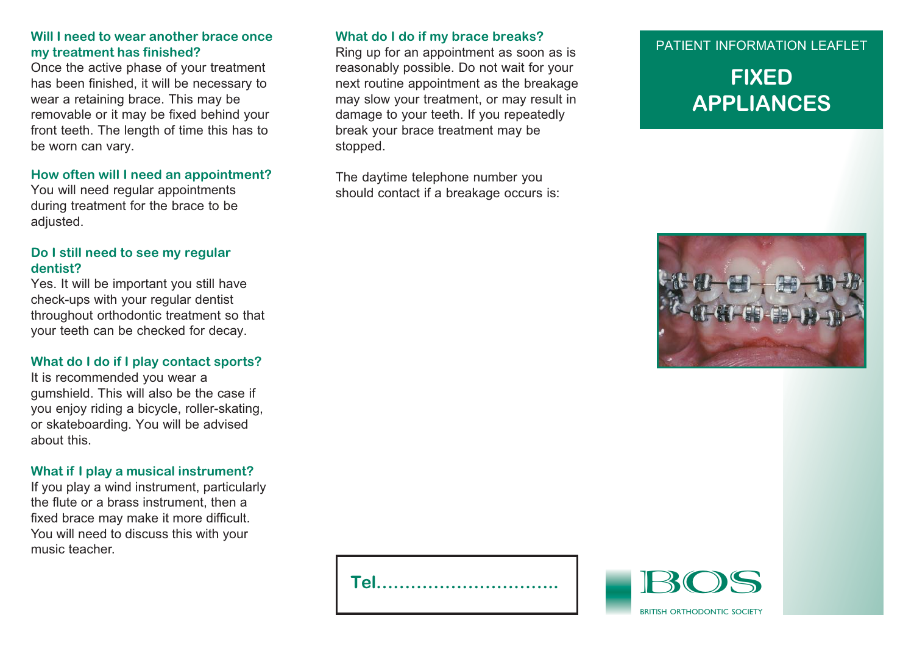### Will I need to wear another brace once my treatment has finished?

Once the active phase of your treatment has been finished, it will be necessary to wear a retaining brace. This may be removable or it may be fixed behind your front teeth. The length of time this has to be worn can vary.

### How often will I need an appointment?

You will need regular appointments during treatment for the brace to be adjusted.

### Do I still need to see my regular dentist?

Yes. It will be important you still have check-ups with your regular dentist throughout orthodontic treatment so that your teeth can be checked for decay.

### What do I do if I play contact sports?

It is recommended you wear a gumshield. This will also be the case if you enjoy riding a bicycle, roller-skating, or skateboarding. You will be advised about this.

### What if I play a musical instrument?

If you play a wind instrument, particularly the flute or a brass instrument, then a fixed brace may make it more difficult. You will need to discuss this with your music teacher.

### What do I do if my brace breaks?

Ring up for an appointment as soon as is reasonably possible. Do not wait for your next routine appointment as the breakage may slow your treatment, or may result in damage to your teeth. If you repeatedly break your brace treatment may be stopped.

The daytime telephone number you should contact if a breakage occurs is:

**Tel................................**

PATIENT INFORMATION LEAFLET

# FIXED APPLIANCES

BOS

BRITISH ORTHODONTIC SOCIETY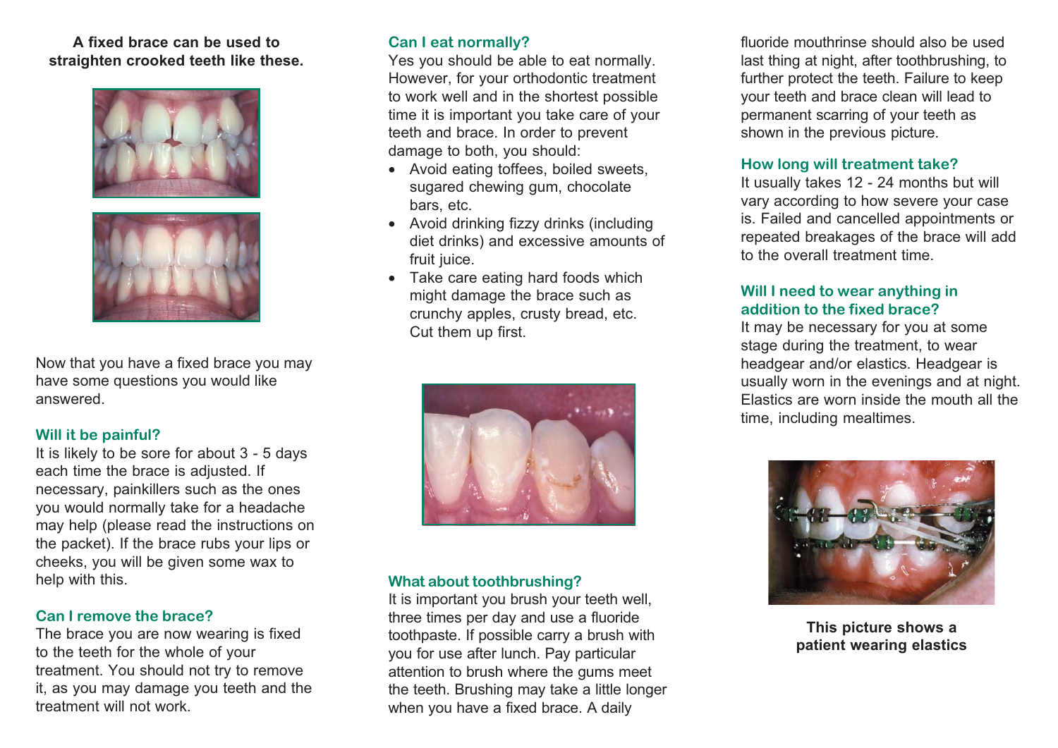**A fixed brace can be used to straighten crooked teeth like these.**

Now that you have a fixed brace you may have some questions you would like answered.

## Will it be painful?

It is likely to be sore for about 3 - 5 days each time the brace is adjusted. If necessary, painkillers such as the ones you would normally take for a headache may help (please read the instructions on the packet). If the brace rubs your lips or cheeks, you will be given some wax to help with this.

## Can I remove the brace?

The brace you are now wearing is fixed to the teeth for the whole of your treatment. You should not try to remove it, as you may damage you teeth and the treatment will not work.

## Can I eat normally?

Yes you should be able to eat normally. However, for your orthodontic treatment to work well and in the shortest possible time it is important you take care of your teeth and brace. In order to prevent damage to both, you should:

- Avoid eating toffees, boiled sweets, sugared chewing gum, chocolate bars, etc.
- Avoid drinking fizzy drinks (including diet drinks) and excessive amounts of fruit juice.
- Take care eating hard foods which might damage the brace such as crunchy apples, crusty bread, etc. Cut them up first.

## What about toothbrushing?

It is important you brush your teeth well, three times per day and use a fluoride toothpaste. If possible carry a brush with you for use after lunch. Pay particular attention to brush where the gums meet the teeth. Brushing may take a little longer when you have a fixed brace. A daily fluoride mouthrinse should also be used last thing at night, after toothbrushing, to further protect the teeth. Failure to keep your teeth and brace clean will lead to permanent scarring of your teeth as shown in the previous picture.

## How long will treatment take?

It usually takes 12 - 24 months but will vary according to how severe your case is. Failed and cancelled appointments or repeated breakages of the brace will add to the overall treatment time.

## Will I need to wear anything in addition to the fixed brace?

It may be necessary for you at some stage during the treatment, to wear headgear and/or elastics. Headgear is usually worn in the evenings and at night. Elastics are worn inside the mouth all the time, including mealtimes.

**This picture shows a patient wearing elastics**